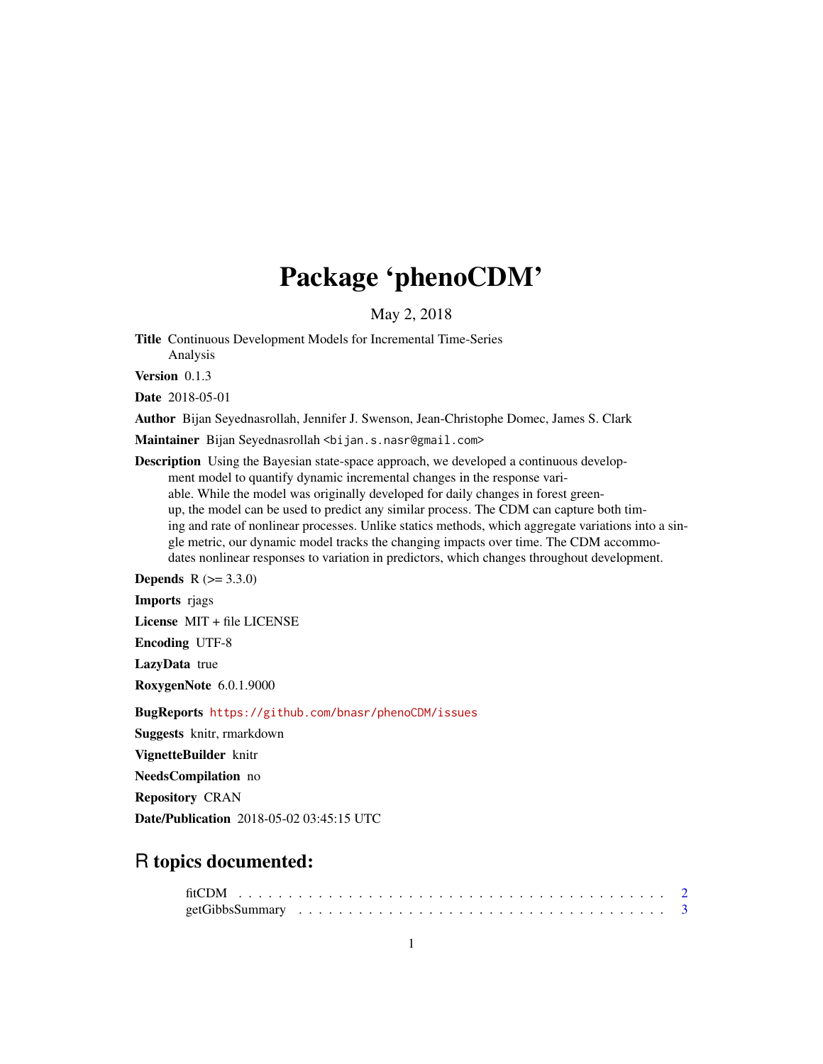# Package 'phenoCDM'

May 2, 2018

**Title** Continuous Development Models for Incremental Time-Series Analysis

**Version** 0.1.3

**Date** 2018-05-01

**Author** Bijan Seyednasrollah, Jennifer J. Swenson, Jean-Christophe Domec, James S. Clark

**Maintainer** Bijan Seyednasrollah <bijan.s.nasr@gmail.com>

**Description** Using the Bayesian state-space approach, we developed a continuous development model to quantify dynamic incremental changes in the response variable. While the model was originally developed for daily changes in forest green-up, the model can be used to predict any similar process. The CDM can capture both timing and rate of nonlinear processes. Unlike statics methods, which aggregate variations into a single metric, our dynamic model tracks the changing impacts over time. The CDM accommodates nonlinear responses to variation in predictors, which changes throughout development.

**Depends** R (>= 3.3.0)

**Imports** rjags

**License** MIT + file LICENSE

**Encoding** UTF-8

**LazyData** true

**RoxygenNote** 6.0.1.9000

**BugReports** https://github.com/bnasr/phenoCDM/issues

**Suggests** knitr, rmarkdown

**VignetteBuilder** knitr

**NeedsCompilation** no

**Repository** CRAN

**Date/Publication** 2018-05-02 03:45:15 UTC

## R topics documented:

fitCDM . . . . . . . . . . . . . . . . . . . . . . . . . . . . . . . . . . . . . . . . . . 2
getGibbsSummary . . . . . . . . . . . . . . . . . . . . . . . . . . . . . . . . . . . . 3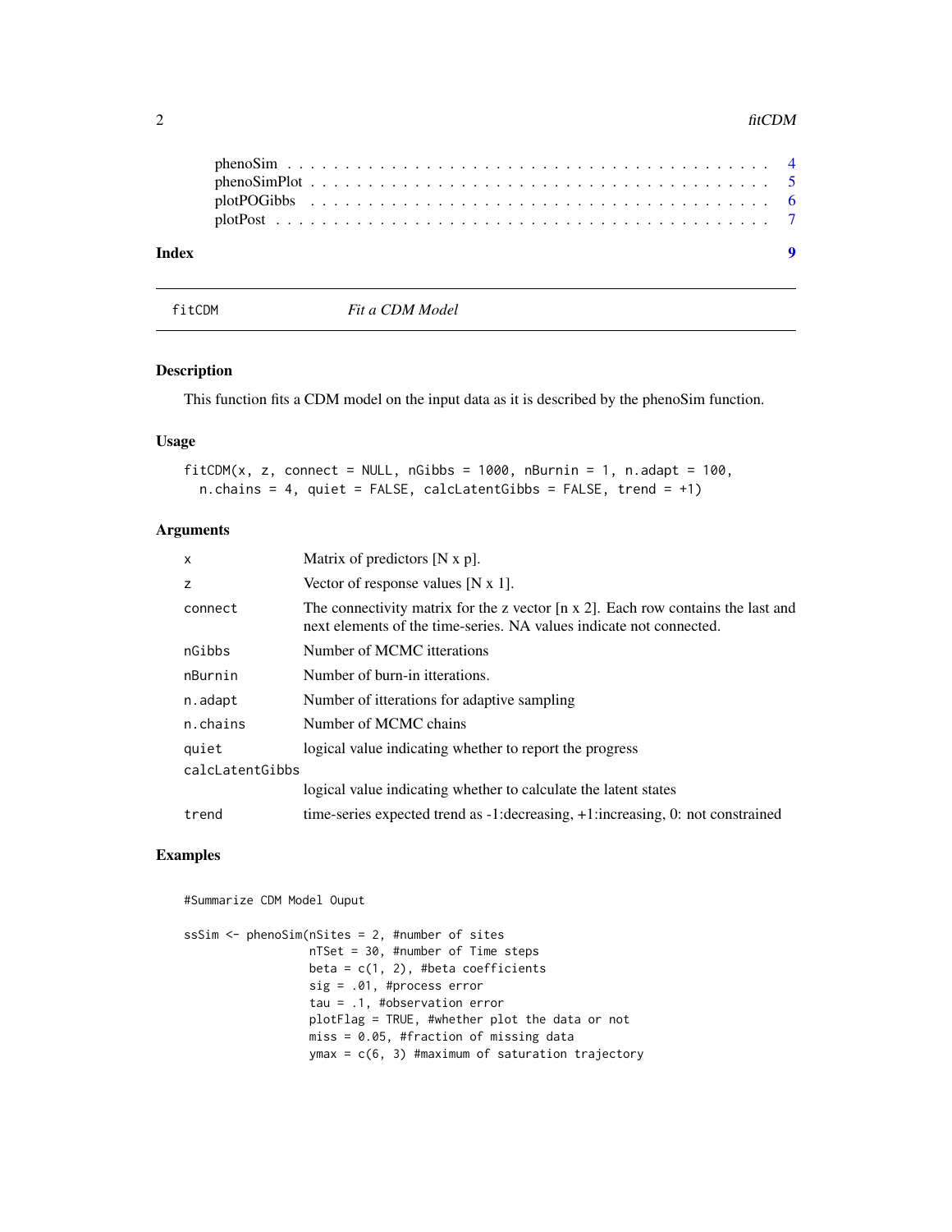phenoSim . . . . . . . . . . . . . . . . . . . . . . . . . . . . . . . . . . . . . . 4
phenoSimPlot . . . . . . . . . . . . . . . . . . . . . . . . . . . . . . . . . . . . 5
plotPOGibbs . . . . . . . . . . . . . . . . . . . . . . . . . . . . . . . . . . . . 6
plotPost . . . . . . . . . . . . . . . . . . . . . . . . . . . . . . . . . . . . . . 7

**Index** 9

---

## fitCDM — *Fit a CDM Model*

### Description

This function fits a CDM model on the input data as it is described by the phenoSim function.

### Usage

```
fitCDM(x, z, connect = NULL, nGibbs = 1000, nBurnin = 1, n.adapt = 100,
  n.chains = 4, quiet = FALSE, calcLatentGibbs = FALSE, trend = +1)
```

### Arguments

| | |
|---|---|
| `x` | Matrix of predictors [N x p]. |
| `z` | Vector of response values [N x 1]. |
| `connect` | The connectivity matrix for the z vector [n x 2]. Each row contains the last and next elements of the time-series. NA values indicate not connected. |
| `nGibbs` | Number of MCMC itterations |
| `nBurnin` | Number of burn-in itterations. |
| `n.adapt` | Number of itterations for adaptive sampling |
| `n.chains` | Number of MCMC chains |
| `quiet` | logical value indicating whether to report the progress |
| `calcLatentGibbs` | logical value indicating whether to calculate the latent states |
| `trend` | time-series expected trend as -1:decreasing, +1:increasing, 0: not constrained |

### Examples

```
#Summarize CDM Model Ouput

ssSim <- phenoSim(nSites = 2, #number of sites
                  nTSet = 30, #number of Time steps
                  beta = c(1, 2), #beta coefficients
                  sig = .01, #process error
                  tau = .1, #observation error
                  plotFlag = TRUE, #whether plot the data or not
                  miss = 0.05, #fraction of missing data
                  ymax = c(6, 3) #maximum of saturation trajectory
```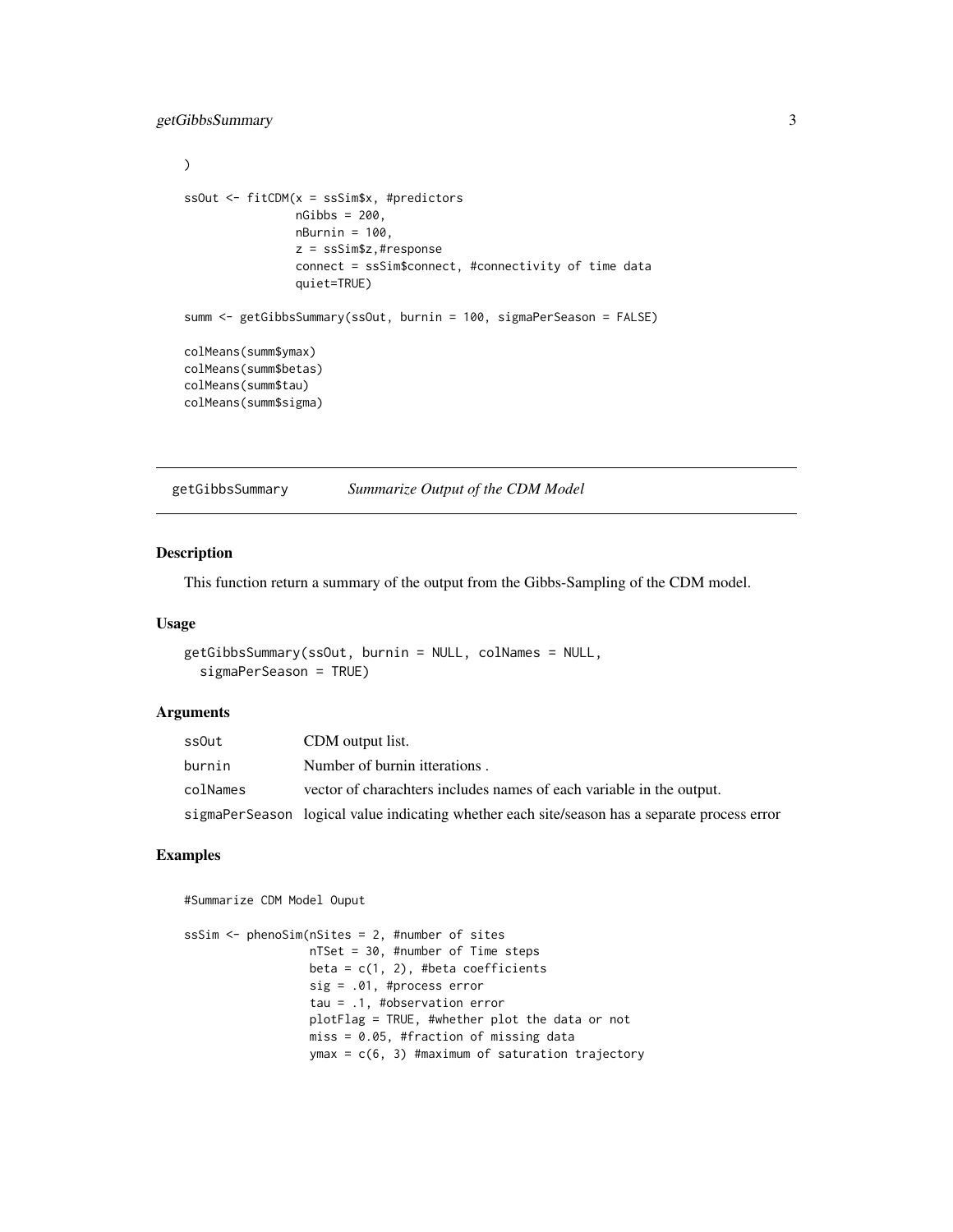```
)

ssOut <- fitCDM(x = ssSim$x, #predictors
                nGibbs = 200,
                nBurnin = 100,
                z = ssSim$z,#response
                connect = ssSim$connect, #connectivity of time data
                quiet=TRUE)

summ <- getGibbsSummary(ssOut, burnin = 100, sigmaPerSeason = FALSE)

colMeans(summ$ymax)
colMeans(summ$betas)
colMeans(summ$tau)
colMeans(summ$sigma)
```

## getGibbsSummary *Summarize Output of the CDM Model*

### Description

This function return a summary of the output from the Gibbs-Sampling of the CDM model.

### Usage

```
getGibbsSummary(ssOut, burnin = NULL, colNames = NULL,
  sigmaPerSeason = TRUE)
```

### Arguments

| | |
|---|---|
| ssOut | CDM output list. |
| burnin | Number of burnin itterations . |
| colNames | vector of charachters includes names of each variable in the output. |
| sigmaPerSeason | logical value indicating whether each site/season has a separate process error |

### Examples

```
#Summarize CDM Model Ouput

ssSim <- phenoSim(nSites = 2, #number of sites
                  nTSet = 30, #number of Time steps
                  beta = c(1, 2), #beta coefficients
                  sig = .01, #process error
                  tau = .1, #observation error
                  plotFlag = TRUE, #whether plot the data or not
                  miss = 0.05, #fraction of missing data
                  ymax = c(6, 3) #maximum of saturation trajectory
```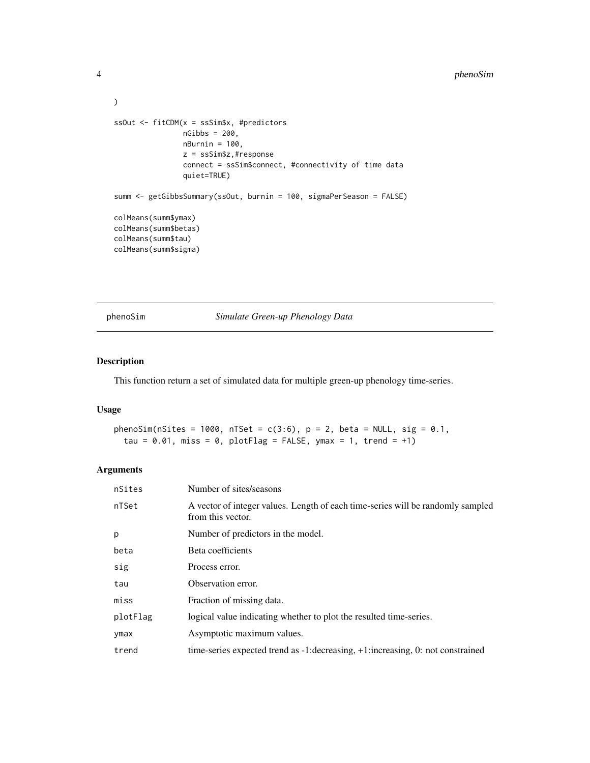```
)

ssOut <- fitCDM(x = ssSim$x, #predictors
                nGibbs = 200,
                nBurnin = 100,
                z = ssSim$z,#response
                connect = ssSim$connect, #connectivity of time data
                quiet=TRUE)

summ <- getGibbsSummary(ssOut, burnin = 100, sigmaPerSeason = FALSE)

colMeans(summ$ymax)
colMeans(summ$betas)
colMeans(summ$tau)
colMeans(summ$sigma)
```

## phenoSim — *Simulate Green-up Phenology Data*

### Description

This function return a set of simulated data for multiple green-up phenology time-series.

### Usage

```
phenoSim(nSites = 1000, nTSet = c(3:6), p = 2, beta = NULL, sig = 0.1,
  tau = 0.01, miss = 0, plotFlag = FALSE, ymax = 1, trend = +1)
```

### Arguments

| | |
|---|---|
| nSites | Number of sites/seasons |
| nTSet | A vector of integer values. Length of each time-series will be randomly sampled from this vector. |
| p | Number of predictors in the model. |
| beta | Beta coefficients |
| sig | Process error. |
| tau | Observation error. |
| miss | Fraction of missing data. |
| plotFlag | logical value indicating whether to plot the resulted time-series. |
| ymax | Asymptotic maximum values. |
| trend | time-series expected trend as -1:decreasing, +1:increasing, 0: not constrained |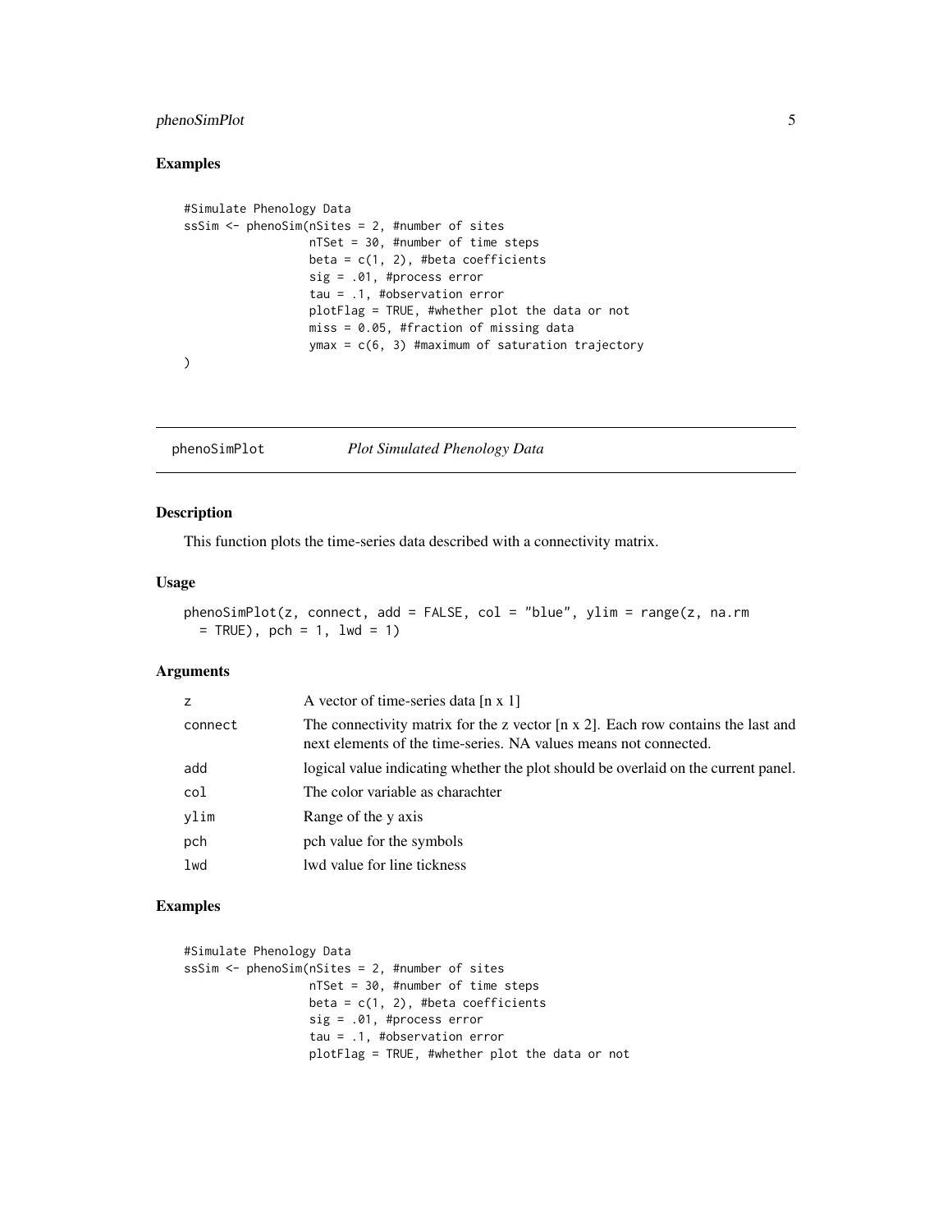## Examples

```
#Simulate Phenology Data
ssSim <- phenoSim(nSites = 2, #number of sites
                  nTSet = 30, #number of time steps
                  beta = c(1, 2), #beta coefficients
                  sig = .01, #process error
                  tau = .1, #observation error
                  plotFlag = TRUE, #whether plot the data or not
                  miss = 0.05, #fraction of missing data
                  ymax = c(6, 3) #maximum of saturation trajectory
)
```

---

# phenoSimPlot *Plot Simulated Phenology Data*

---

### Description

This function plots the time-series data described with a connectivity matrix.

### Usage

```
phenoSimPlot(z, connect, add = FALSE, col = "blue", ylim = range(z, na.rm
  = TRUE), pch = 1, lwd = 1)
```

### Arguments

| | |
|---|---|
| z | A vector of time-series data [n x 1] |
| connect | The connectivity matrix for the z vector [n x 2]. Each row contains the last and next elements of the time-series. NA values means not connected. |
| add | logical value indicating whether the plot should be overlaid on the current panel. |
| col | The color variable as charachter |
| ylim | Range of the y axis |
| pch | pch value for the symbols |
| lwd | lwd value for line tickness |

### Examples

```
#Simulate Phenology Data
ssSim <- phenoSim(nSites = 2, #number of sites
                  nTSet = 30, #number of time steps
                  beta = c(1, 2), #beta coefficients
                  sig = .01, #process error
                  tau = .1, #observation error
                  plotFlag = TRUE, #whether plot the data or not
```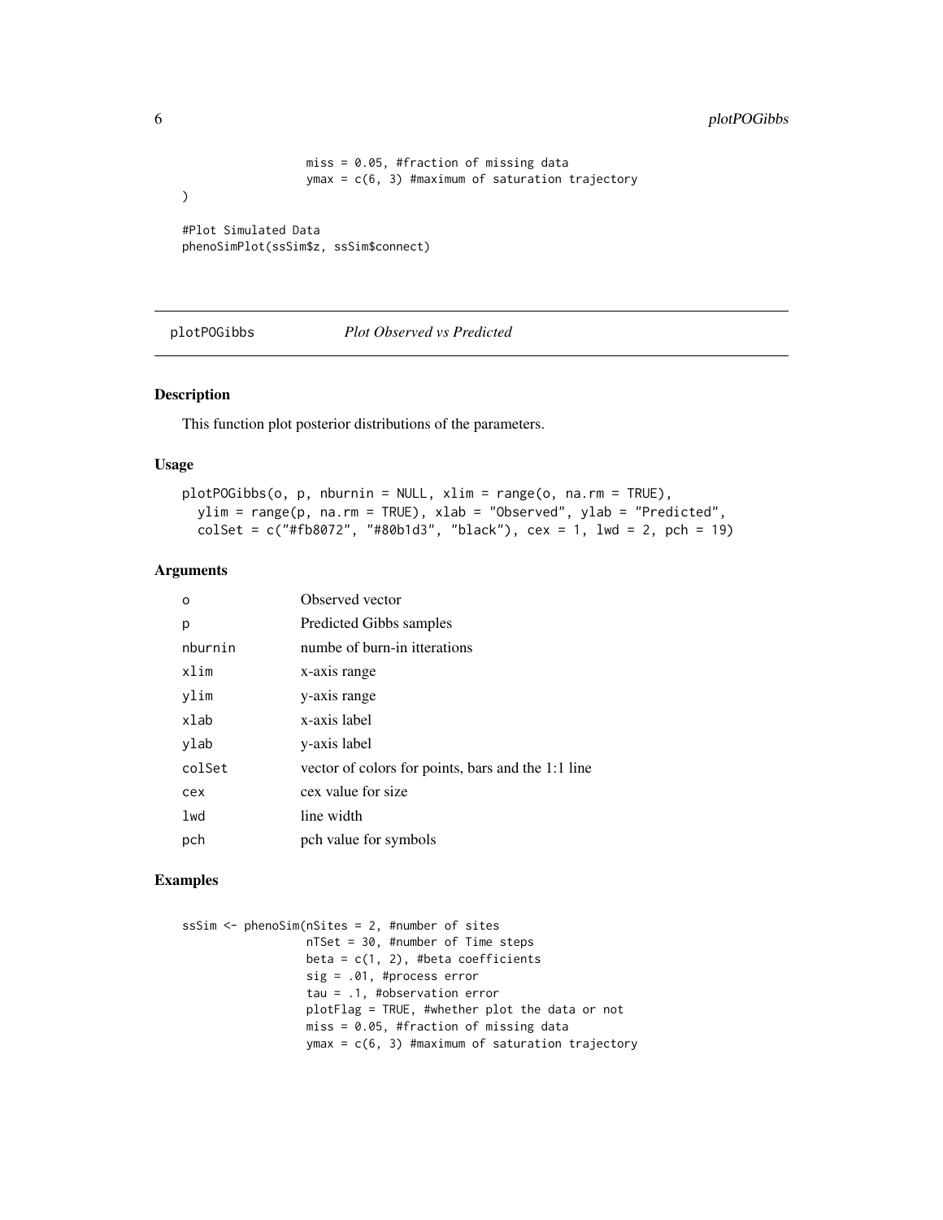```
                 miss = 0.05, #fraction of missing data
                 ymax = c(6, 3) #maximum of saturation trajectory
)

#Plot Simulated Data
phenoSimPlot(ssSim$z, ssSim$connect)
```

## plotPOGibbs — *Plot Observed vs Predicted*

### Description

This function plot posterior distributions of the parameters.

### Usage

```
plotPOGibbs(o, p, nburnin = NULL, xlim = range(o, na.rm = TRUE),
  ylim = range(p, na.rm = TRUE), xlab = "Observed", ylab = "Predicted",
  colSet = c("#fb8072", "#80b1d3", "black"), cex = 1, lwd = 2, pch = 19)
```

### Arguments

| | |
|---|---|
| o | Observed vector |
| p | Predicted Gibbs samples |
| nburnin | numbe of burn-in iterations |
| xlim | x-axis range |
| ylim | y-axis range |
| xlab | x-axis label |
| ylab | y-axis label |
| colSet | vector of colors for points, bars and the 1:1 line |
| cex | cex value for size |
| lwd | line width |
| pch | pch value for symbols |

### Examples

```
ssSim <- phenoSim(nSites = 2, #number of sites
                 nTSet = 30, #number of Time steps
                 beta = c(1, 2), #beta coefficients
                 sig = .01, #process error
                 tau = .1, #observation error
                 plotFlag = TRUE, #whether plot the data or not
                 miss = 0.05, #fraction of missing data
                 ymax = c(6, 3) #maximum of saturation trajectory
```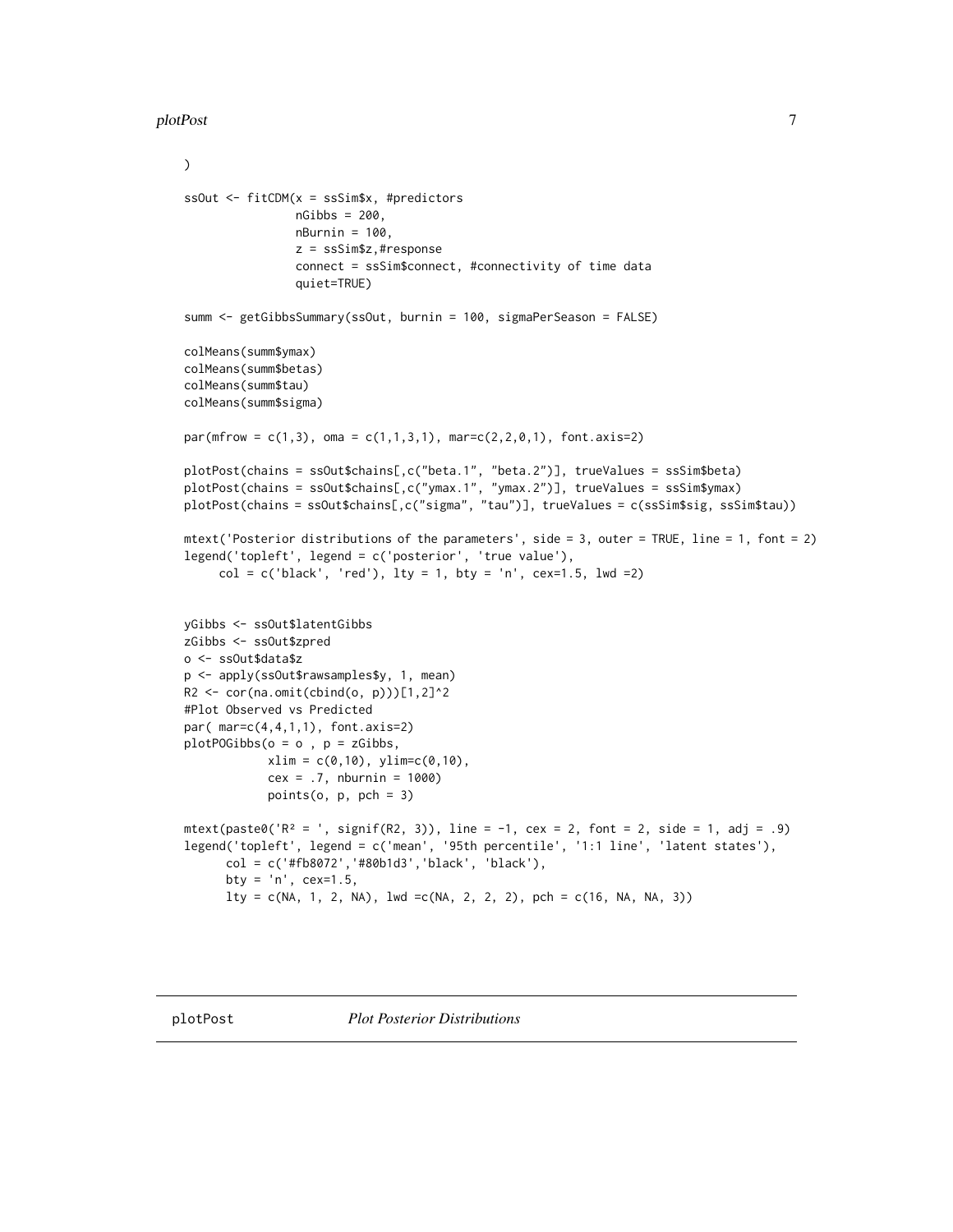```
)

ssOut <- fitCDM(x = ssSim$x, #predictors
                nGibbs = 200,
                nBurnin = 100,
                z = ssSim$z,#response
                connect = ssSim$connect, #connectivity of time data
                quiet=TRUE)

summ <- getGibbsSummary(ssOut, burnin = 100, sigmaPerSeason = FALSE)

colMeans(summ$ymax)
colMeans(summ$betas)
colMeans(summ$tau)
colMeans(summ$sigma)

par(mfrow = c(1,3), oma = c(1,1,3,1), mar=c(2,2,0,1), font.axis=2)

plotPost(chains = ssOut$chains[,c("beta.1", "beta.2")], trueValues = ssSim$beta)
plotPost(chains = ssOut$chains[,c("ymax.1", "ymax.2")], trueValues = ssSim$ymax)
plotPost(chains = ssOut$chains[,c("sigma", "tau")], trueValues = c(ssSim$sig, ssSim$tau))

mtext('Posterior distributions of the parameters', side = 3, outer = TRUE, line = 1, font = 2)
legend('topleft', legend = c('posterior', 'true value'),
     col = c('black', 'red'), lty = 1, bty = 'n', cex=1.5, lwd =2)


yGibbs <- ssOut$latentGibbs
zGibbs <- ssOut$zpred
o <- ssOut$data$z
p <- apply(ssOut$rawsamples$y, 1, mean)
R2 <- cor(na.omit(cbind(o, p)))[1,2]^2
#Plot Observed vs Predicted
par( mar=c(4,4,1,1), font.axis=2)
plotPOGibbs(o = o , p = zGibbs,
            xlim = c(0,10), ylim=c(0,10),
            cex = .7, nburnin = 1000)
            points(o, p, pch = 3)

mtext(paste0('R² = ', signif(R2, 3)), line = -1, cex = 2, font = 2, side = 1, adj = .9)
legend('topleft', legend = c('mean', '95th percentile', '1:1 line', 'latent states'),
      col = c('#fb8072','#80b1d3','black', 'black'),
      bty = 'n', cex=1.5,
      lty = c(NA, 1, 2, NA), lwd =c(NA, 2, 2, 2), pch = c(16, NA, NA, 3))
```

## plotPost *Plot Posterior Distributions*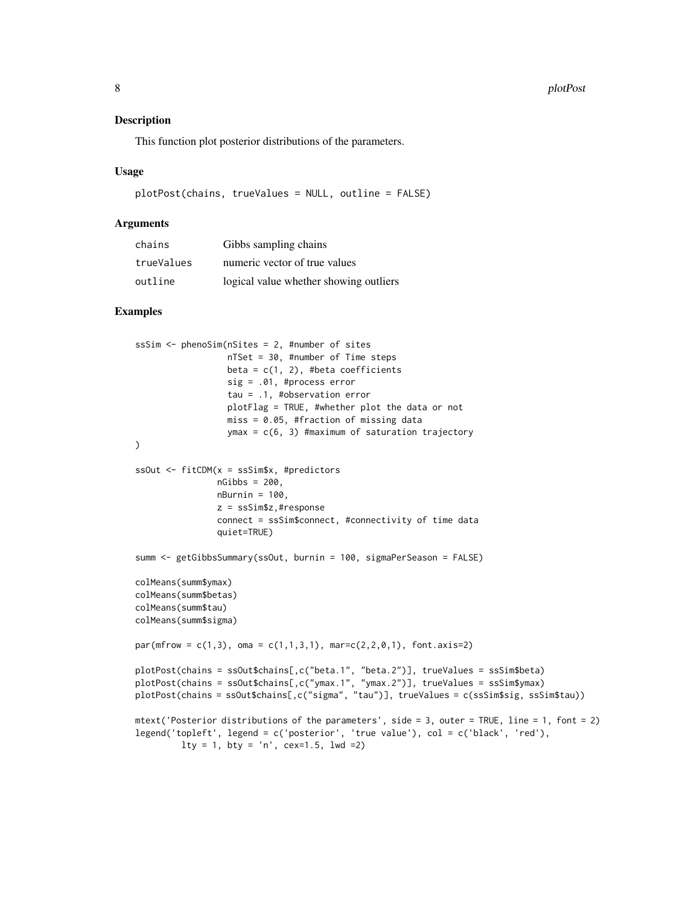## Description

This function plot posterior distributions of the parameters.

## Usage

```
plotPost(chains, trueValues = NULL, outline = FALSE)
```

## Arguments

| | |
|---|---|
| chains | Gibbs sampling chains |
| trueValues | numeric vector of true values |
| outline | logical value whether showing outliers |

## Examples

```
ssSim <- phenoSim(nSites = 2, #number of sites
                  nTSet = 30, #number of Time steps
                  beta = c(1, 2), #beta coefficients
                  sig = .01, #process error
                  tau = .1, #observation error
                  plotFlag = TRUE, #whether plot the data or not
                  miss = 0.05, #fraction of missing data
                  ymax = c(6, 3) #maximum of saturation trajectory
)

ssOut <- fitCDM(x = ssSim$x, #predictors
                nGibbs = 200,
                nBurnin = 100,
                z = ssSim$z,#response
                connect = ssSim$connect, #connectivity of time data
                quiet=TRUE)

summ <- getGibbsSummary(ssOut, burnin = 100, sigmaPerSeason = FALSE)

colMeans(summ$ymax)
colMeans(summ$betas)
colMeans(summ$tau)
colMeans(summ$sigma)

par(mfrow = c(1,3), oma = c(1,1,3,1), mar=c(2,2,0,1), font.axis=2)

plotPost(chains = ssOut$chains[,c("beta.1", "beta.2")], trueValues = ssSim$beta)
plotPost(chains = ssOut$chains[,c("ymax.1", "ymax.2")], trueValues = ssSim$ymax)
plotPost(chains = ssOut$chains[,c("sigma", "tau")], trueValues = c(ssSim$sig, ssSim$tau))

mtext('Posterior distributions of the parameters', side = 3, outer = TRUE, line = 1, font = 2)
legend('topleft', legend = c('posterior', 'true value'), col = c('black', 'red'),
       lty = 1, bty = 'n', cex=1.5, lwd =2)
```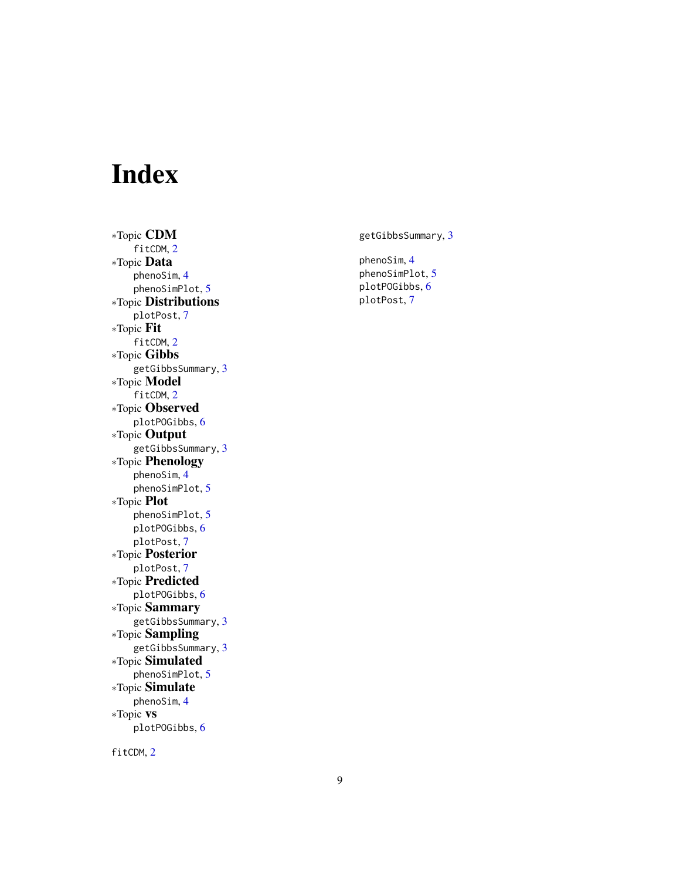# Index

*Topic **CDM**
  fitCDM, 2
*Topic **Data**
  phenoSim, 4
  phenoSimPlot, 5
*Topic **Distributions**
  plotPost, 7
*Topic **Fit**
  fitCDM, 2
*Topic **Gibbs**
  getGibbsSummary, 3
*Topic **Model**
  fitCDM, 2
*Topic **Observed**
  plotPOGibbs, 6
*Topic **Output**
  getGibbsSummary, 3
*Topic **Phenology**
  phenoSim, 4
  phenoSimPlot, 5
*Topic **Plot**
  phenoSimPlot, 5
  plotPOGibbs, 6
  plotPost, 7
*Topic **Posterior**
  plotPost, 7
*Topic **Predicted**
  plotPOGibbs, 6
*Topic **Sammary**
  getGibbsSummary, 3
*Topic **Sampling**
  getGibbsSummary, 3
*Topic **Simulated**
  phenoSimPlot, 5
*Topic **Simulate**
  phenoSim, 4
*Topic **vs**
  plotPOGibbs, 6

fitCDM, 2

getGibbsSummary, 3

phenoSim, 4
phenoSimPlot, 5
plotPOGibbs, 6
plotPost, 7